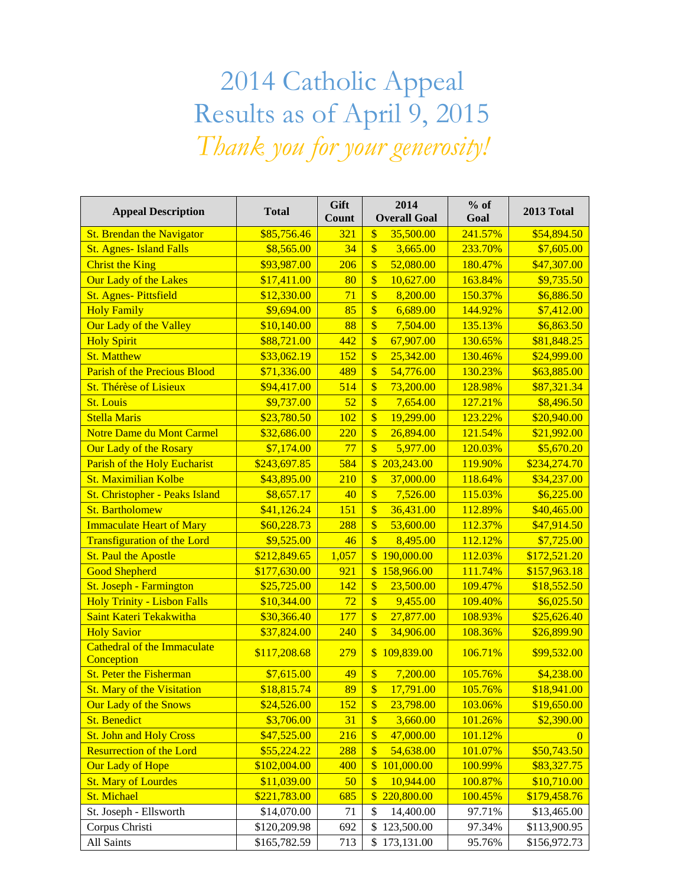# 2014 Catholic Appeal
# Results as of April 9, 2015

*Thank you for your generosity!*

| Appeal Description | Total | Gift Count | 2014 Overall Goal | % of Goal | 2013 Total |
|---|---|---|---|---|---|
| St. Brendan the Navigator | $85,756.46 | 321 | $ 35,500.00 | 241.57% | $54,894.50 |
| St. Agnes- Island Falls | $8,565.00 | 34 | $ 3,665.00 | 233.70% | $7,605.00 |
| Christ the King | $93,987.00 | 206 | $ 52,080.00 | 180.47% | $47,307.00 |
| Our Lady of the Lakes | $17,411.00 | 80 | $ 10,627.00 | 163.84% | $9,735.50 |
| St. Agnes- Pittsfield | $12,330.00 | 71 | $ 8,200.00 | 150.37% | $6,886.50 |
| Holy Family | $9,694.00 | 85 | $ 6,689.00 | 144.92% | $7,412.00 |
| Our Lady of the Valley | $10,140.00 | 88 | $ 7,504.00 | 135.13% | $6,863.50 |
| Holy Spirit | $88,721.00 | 442 | $ 67,907.00 | 130.65% | $81,848.25 |
| St. Matthew | $33,062.19 | 152 | $ 25,342.00 | 130.46% | $24,999.00 |
| Parish of the Precious Blood | $71,336.00 | 489 | $ 54,776.00 | 130.23% | $63,885.00 |
| St. Thérèse of Lisieux | $94,417.00 | 514 | $ 73,200.00 | 128.98% | $87,321.34 |
| St. Louis | $9,737.00 | 52 | $ 7,654.00 | 127.21% | $8,496.50 |
| Stella Maris | $23,780.50 | 102 | $ 19,299.00 | 123.22% | $20,940.00 |
| Notre Dame du Mont Carmel | $32,686.00 | 220 | $ 26,894.00 | 121.54% | $21,992.00 |
| Our Lady of the Rosary | $7,174.00 | 77 | $ 5,977.00 | 120.03% | $5,670.20 |
| Parish of the Holy Eucharist | $243,697.85 | 584 | $ 203,243.00 | 119.90% | $234,274.70 |
| St. Maximilian Kolbe | $43,895.00 | 210 | $ 37,000.00 | 118.64% | $34,237.00 |
| St. Christopher - Peaks Island | $8,657.17 | 40 | $ 7,526.00 | 115.03% | $6,225.00 |
| St. Bartholomew | $41,126.24 | 151 | $ 36,431.00 | 112.89% | $40,465.00 |
| Immaculate Heart of Mary | $60,228.73 | 288 | $ 53,600.00 | 112.37% | $47,914.50 |
| Transfiguration of the Lord | $9,525.00 | 46 | $ 8,495.00 | 112.12% | $7,725.00 |
| St. Paul the Apostle | $212,849.65 | 1,057 | $ 190,000.00 | 112.03% | $172,521.20 |
| Good Shepherd | $177,630.00 | 921 | $ 158,966.00 | 111.74% | $157,963.18 |
| St. Joseph - Farmington | $25,725.00 | 142 | $ 23,500.00 | 109.47% | $18,552.50 |
| Holy Trinity - Lisbon Falls | $10,344.00 | 72 | $ 9,455.00 | 109.40% | $6,025.50 |
| Saint Kateri Tekakwitha | $30,366.40 | 177 | $ 27,877.00 | 108.93% | $25,626.40 |
| Holy Savior | $37,824.00 | 240 | $ 34,906.00 | 108.36% | $26,899.90 |
| Cathedral of the Immaculate Conception | $117,208.68 | 279 | $ 109,839.00 | 106.71% | $99,532.00 |
| St. Peter the Fisherman | $7,615.00 | 49 | $ 7,200.00 | 105.76% | $4,238.00 |
| St. Mary of the Visitation | $18,815.74 | 89 | $ 17,791.00 | 105.76% | $18,941.00 |
| Our Lady of the Snows | $24,526.00 | 152 | $ 23,798.00 | 103.06% | $19,650.00 |
| St. Benedict | $3,706.00 | 31 | $ 3,660.00 | 101.26% | $2,390.00 |
| St. John and Holy Cross | $47,525.00 | 216 | $ 47,000.00 | 101.12% | 0 |
| Resurrection of the Lord | $55,224.22 | 288 | $ 54,638.00 | 101.07% | $50,743.50 |
| Our Lady of Hope | $102,004.00 | 400 | $ 101,000.00 | 100.99% | $83,327.75 |
| St. Mary of Lourdes | $11,039.00 | 50 | $ 10,944.00 | 100.87% | $10,710.00 |
| St. Michael | $221,783.00 | 685 | $ 220,800.00 | 100.45% | $179,458.76 |
| St. Joseph - Ellsworth | $14,070.00 | 71 | $ 14,400.00 | 97.71% | $13,465.00 |
| Corpus Christi | $120,209.98 | 692 | $ 123,500.00 | 97.34% | $113,900.95 |
| All Saints | $165,782.59 | 713 | $ 173,131.00 | 95.76% | $156,972.73 |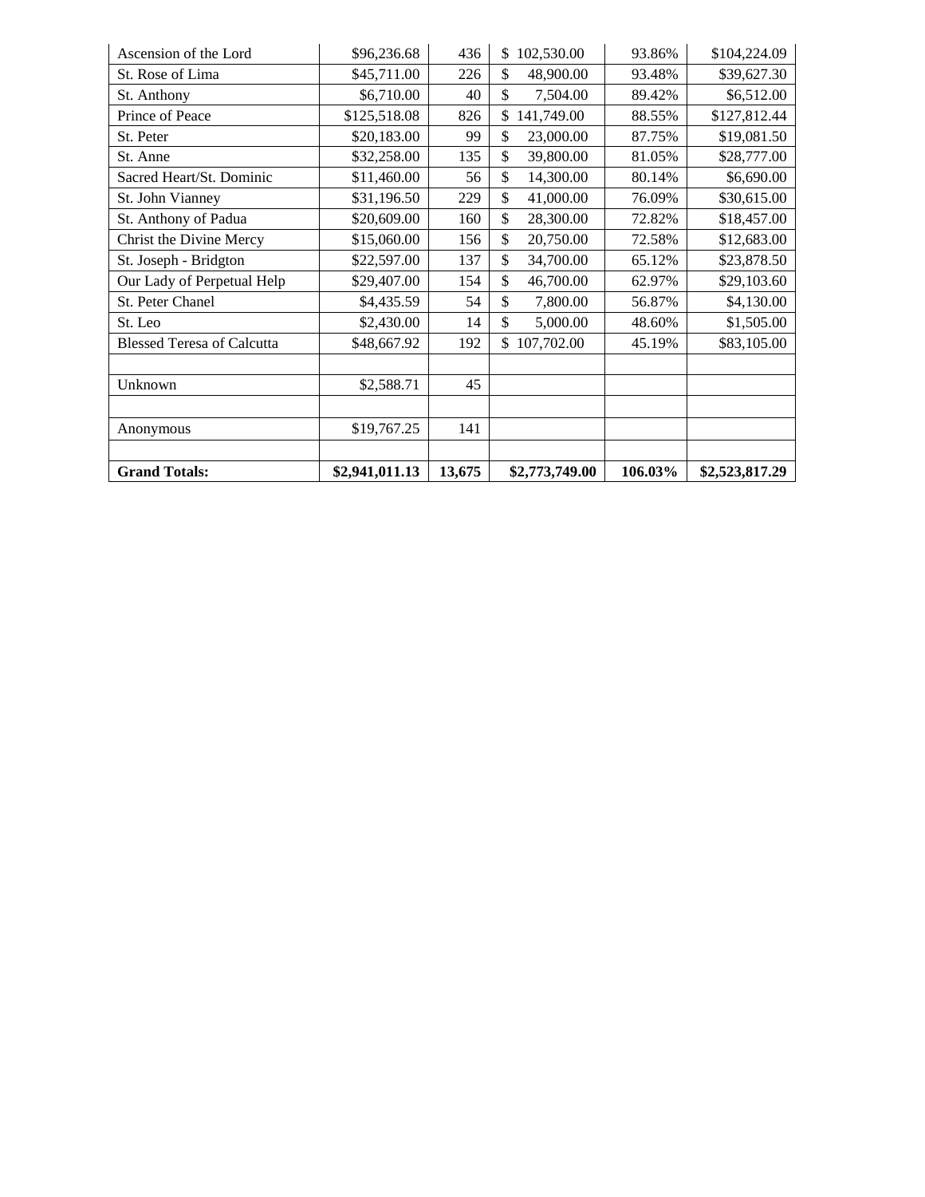| | | | | | |
|---|---|---|---|---|---|
| Ascension of the Lord | $96,236.68 | 436 | $ 102,530.00 | 93.86% | $104,224.09 |
| St. Rose of Lima | $45,711.00 | 226 | $ 48,900.00 | 93.48% | $39,627.30 |
| St. Anthony | $6,710.00 | 40 | $ 7,504.00 | 89.42% | $6,512.00 |
| Prince of Peace | $125,518.08 | 826 | $ 141,749.00 | 88.55% | $127,812.44 |
| St. Peter | $20,183.00 | 99 | $ 23,000.00 | 87.75% | $19,081.50 |
| St. Anne | $32,258.00 | 135 | $ 39,800.00 | 81.05% | $28,777.00 |
| Sacred Heart/St. Dominic | $11,460.00 | 56 | $ 14,300.00 | 80.14% | $6,690.00 |
| St. John Vianney | $31,196.50 | 229 | $ 41,000.00 | 76.09% | $30,615.00 |
| St. Anthony of Padua | $20,609.00 | 160 | $ 28,300.00 | 72.82% | $18,457.00 |
| Christ the Divine Mercy | $15,060.00 | 156 | $ 20,750.00 | 72.58% | $12,683.00 |
| St. Joseph - Bridgton | $22,597.00 | 137 | $ 34,700.00 | 65.12% | $23,878.50 |
| Our Lady of Perpetual Help | $29,407.00 | 154 | $ 46,700.00 | 62.97% | $29,103.60 |
| St. Peter Chanel | $4,435.59 | 54 | $ 7,800.00 | 56.87% | $4,130.00 |
| St. Leo | $2,430.00 | 14 | $ 5,000.00 | 48.60% | $1,505.00 |
| Blessed Teresa of Calcutta | $48,667.92 | 192 | $ 107,702.00 | 45.19% | $83,105.00 |
| | | | | | |
| Unknown | $2,588.71 | 45 | | | |
| | | | | | |
| Anonymous | $19,767.25 | 141 | | | |
| | | | | | |
| **Grand Totals:** | **$2,941,011.13** | **13,675** | **$2,773,749.00** | **106.03%** | **$2,523,817.29** |